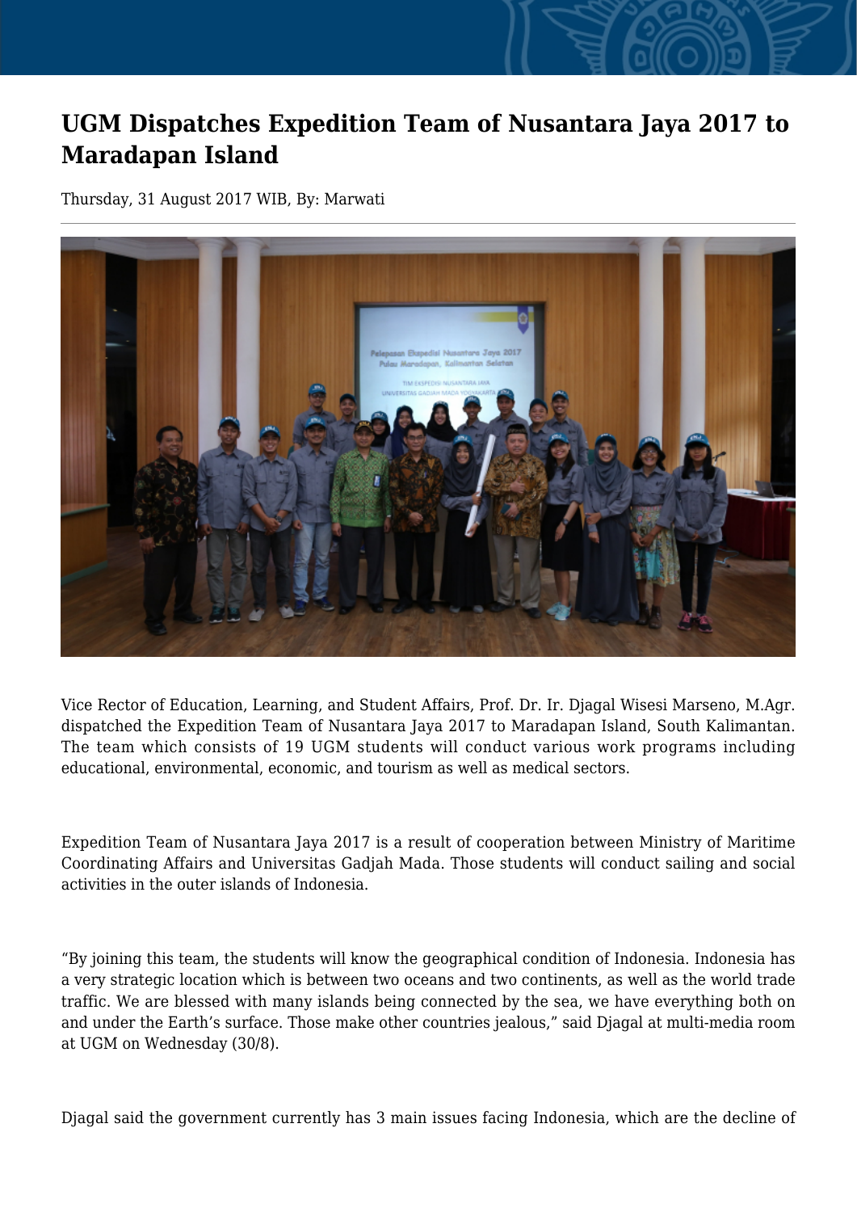# UGM Dispatches Expedition Team of Nusantara Jaya 2017 to Maradapan Island

Thursday, 31 August 2017 WIB, By: Marwati

Vice Rector of Education, Learning, and Student Affairs, Prof. Dr. Ir. Djagal Wisesi Marseno, M.Agr. dispatched the Expedition Team of Nusantara Jaya 2017 to Maradapan Island, South Kalimantan. The team which consists of 19 UGM students will conduct various work programs including educational, environmental, economic, and tourism as well as medical sectors.

Expedition Team of Nusantara Jaya 2017 is a result of cooperation between Ministry of Maritime Coordinating Affairs and Universitas Gadjah Mada. Those students will conduct sailing and social activities in the outer islands of Indonesia.

"By joining this team, the students will know the geographical condition of Indonesia. Indonesia has a very strategic location which is between two oceans and two continents, as well as the world trade traffic. We are blessed with many islands being connected by the sea, we have everything both on and under the Earth's surface. Those make other countries jealous," said Djagal at multi-media room at UGM on Wednesday (30/8).

Djagal said the government currently has 3 main issues facing Indonesia, which are the decline of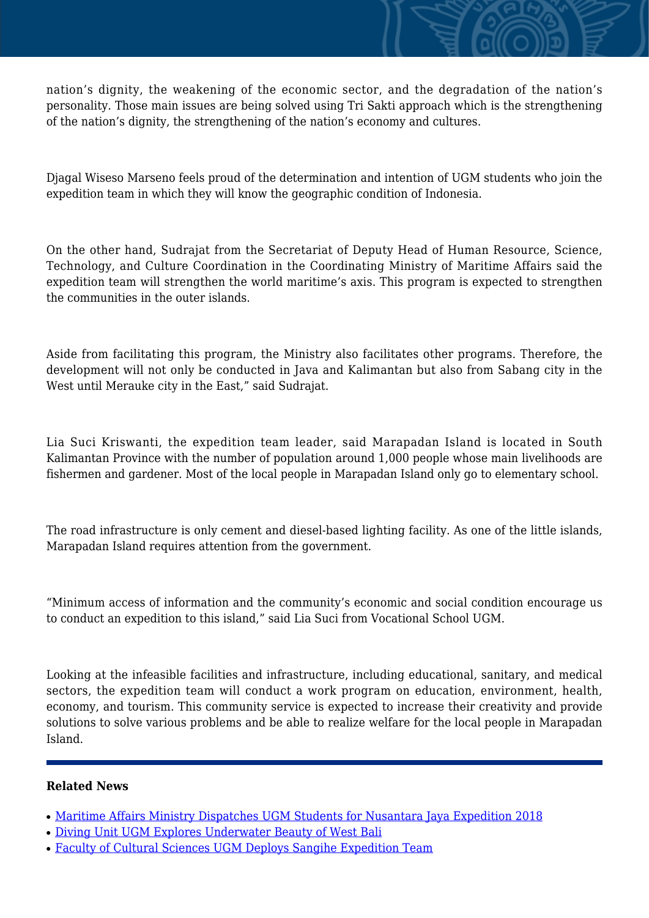nation's dignity, the weakening of the economic sector, and the degradation of the nation's personality. Those main issues are being solved using Tri Sakti approach which is the strengthening of the nation's dignity, the strengthening of the nation's economy and cultures.

Djagal Wiseso Marseno feels proud of the determination and intention of UGM students who join the expedition team in which they will know the geographic condition of Indonesia.

On the other hand, Sudrajat from the Secretariat of Deputy Head of Human Resource, Science, Technology, and Culture Coordination in the Coordinating Ministry of Maritime Affairs said the expedition team will strengthen the world maritime's axis. This program is expected to strengthen the communities in the outer islands.

Aside from facilitating this program, the Ministry also facilitates other programs. Therefore, the development will not only be conducted in Java and Kalimantan but also from Sabang city in the West until Merauke city in the East," said Sudrajat.

Lia Suci Kriswanti, the expedition team leader, said Marapadan Island is located in South Kalimantan Province with the number of population around 1,000 people whose main livelihoods are fishermen and gardener. Most of the local people in Marapadan Island only go to elementary school.

The road infrastructure is only cement and diesel-based lighting facility. As one of the little islands, Marapadan Island requires attention from the government.

"Minimum access of information and the community's economic and social condition encourage us to conduct an expedition to this island," said Lia Suci from Vocational School UGM.

Looking at the infeasible facilities and infrastructure, including educational, sanitary, and medical sectors, the expedition team will conduct a work program on education, environment, health, economy, and tourism. This community service is expected to increase their creativity and provide solutions to solve various problems and be able to realize welfare for the local people in Marapadan Island.

---

**Related News**

- Maritime Affairs Ministry Dispatches UGM Students for Nusantara Jaya Expedition 2018
- Diving Unit UGM Explores Underwater Beauty of West Bali
- Faculty of Cultural Sciences UGM Deploys Sangihe Expedition Team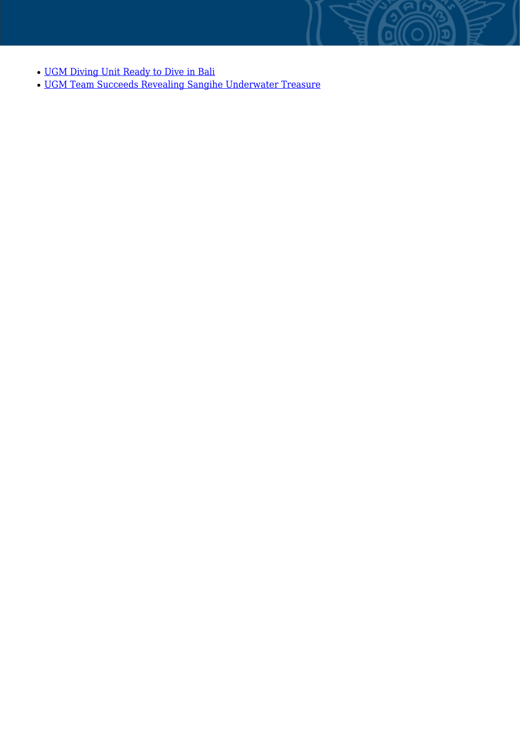- UGM Diving Unit Ready to Dive in Bali
- UGM Team Succeeds Revealing Sangihe Underwater Treasure